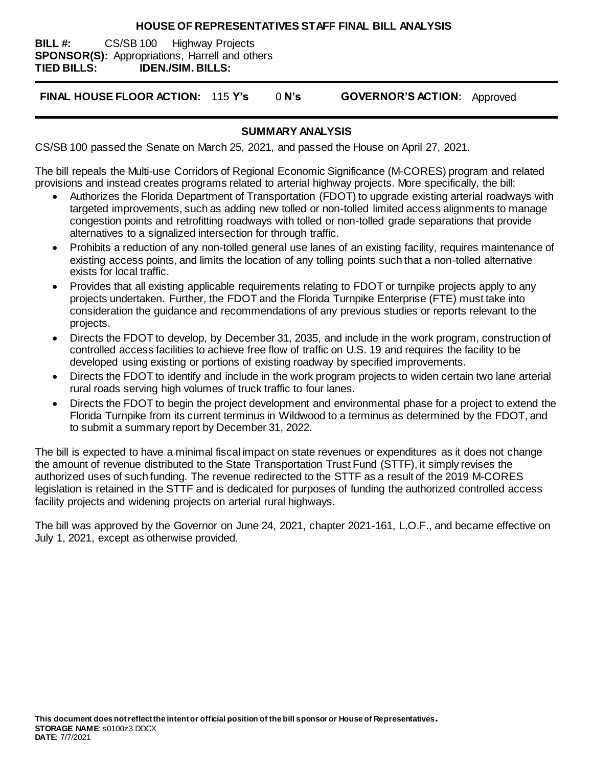# HOUSE OF REPRESENTATIVES STAFF FINAL BILL ANALYSIS

**BILL #:** CS/SB 100 Highway Projects
**SPONSOR(S):** Appropriations, Harrell and others
**TIED BILLS:** **IDEN./SIM. BILLS:**

**FINAL HOUSE FLOOR ACTION:** 115 **Y's** 0 **N's** **GOVERNOR'S ACTION:** Approved

## SUMMARY ANALYSIS

CS/SB 100 passed the Senate on March 25, 2021, and passed the House on April 27, 2021.

The bill repeals the Multi-use Corridors of Regional Economic Significance (M-CORES) program and related provisions and instead creates programs related to arterial highway projects. More specifically, the bill:

- Authorizes the Florida Department of Transportation (FDOT) to upgrade existing arterial roadways with targeted improvements, such as adding new tolled or non-tolled limited access alignments to manage congestion points and retrofitting roadways with tolled or non-tolled grade separations that provide alternatives to a signalized intersection for through traffic.
- Prohibits a reduction of any non-tolled general use lanes of an existing facility, requires maintenance of existing access points, and limits the location of any tolling points such that a non-tolled alternative exists for local traffic.
- Provides that all existing applicable requirements relating to FDOT or turnpike projects apply to any projects undertaken. Further, the FDOT and the Florida Turnpike Enterprise (FTE) must take into consideration the guidance and recommendations of any previous studies or reports relevant to the projects.
- Directs the FDOT to develop, by December 31, 2035, and include in the work program, construction of controlled access facilities to achieve free flow of traffic on U.S. 19 and requires the facility to be developed using existing or portions of existing roadway by specified improvements.
- Directs the FDOT to identify and include in the work program projects to widen certain two lane arterial rural roads serving high volumes of truck traffic to four lanes.
- Directs the FDOT to begin the project development and environmental phase for a project to extend the Florida Turnpike from its current terminus in Wildwood to a terminus as determined by the FDOT, and to submit a summary report by December 31, 2022.

The bill is expected to have a minimal fiscal impact on state revenues or expenditures as it does not change the amount of revenue distributed to the State Transportation Trust Fund (STTF), it simply revises the authorized uses of such funding. The revenue redirected to the STTF as a result of the 2019 M-CORES legislation is retained in the STTF and is dedicated for purposes of funding the authorized controlled access facility projects and widening projects on arterial rural highways.

The bill was approved by the Governor on June 24, 2021, chapter 2021-161, L.O.F., and became effective on July 1, 2021, except as otherwise provided.

**This document does not reflect the intent or official position of the bill sponsor or House of Representatives.**
**STORAGE NAME**: s0100z3.DOCX
**DATE**: 7/7/2021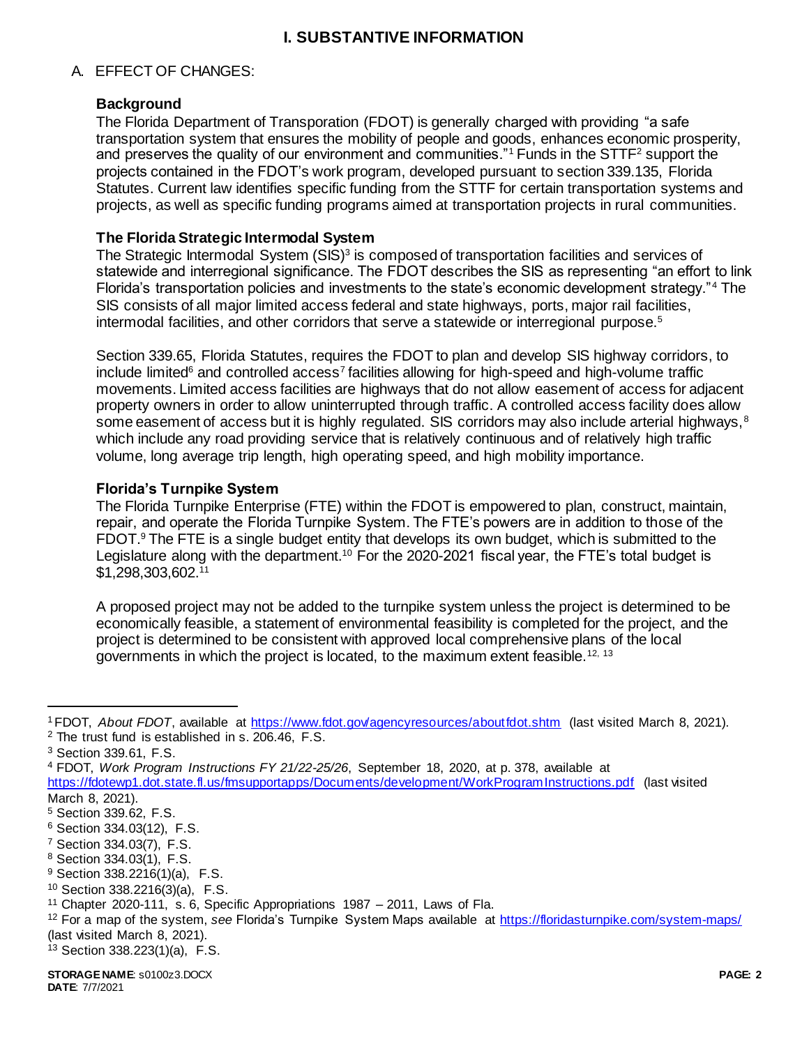# I. SUBSTANTIVE INFORMATION

## A. EFFECT OF CHANGES:

### Background

The Florida Department of Transporation (FDOT) is generally charged with providing "a safe transportation system that ensures the mobility of people and goods, enhances economic prosperity, and preserves the quality of our environment and communities."[1] Funds in the STTF[2] support the projects contained in the FDOT's work program, developed pursuant to section 339.135, Florida Statutes. Current law identifies specific funding from the STTF for certain transportation systems and projects, as well as specific funding programs aimed at transportation projects in rural communities.

### The Florida Strategic Intermodal System

The Strategic Intermodal System (SIS)[3] is composed of transportation facilities and services of statewide and interregional significance. The FDOT describes the SIS as representing "an effort to link Florida's transportation policies and investments to the state's economic development strategy."[4] The SIS consists of all major limited access federal and state highways, ports, major rail facilities, intermodal facilities, and other corridors that serve a statewide or interregional purpose.[5]

Section 339.65, Florida Statutes, requires the FDOT to plan and develop SIS highway corridors, to include limited[6] and controlled access[7] facilities allowing for high-speed and high-volume traffic movements. Limited access facilities are highways that do not allow easement of access for adjacent property owners in order to allow uninterrupted through traffic. A controlled access facility does allow some easement of access but it is highly regulated. SIS corridors may also include arterial highways,[8] which include any road providing service that is relatively continuous and of relatively high traffic volume, long average trip length, high operating speed, and high mobility importance.

### Florida's Turnpike System

The Florida Turnpike Enterprise (FTE) within the FDOT is empowered to plan, construct, maintain, repair, and operate the Florida Turnpike System. The FTE's powers are in addition to those of the FDOT.[9] The FTE is a single budget entity that develops its own budget, which is submitted to the Legislature along with the department.[10] For the 2020-2021 fiscal year, the FTE's total budget is $1,298,303,602.[11]

A proposed project may not be added to the turnpike system unless the project is determined to be economically feasible, a statement of environmental feasibility is completed for the project, and the project is determined to be consistent with approved local comprehensive plans of the local governments in which the project is located, to the maximum extent feasible.[12, 13]

---

[1] FDOT, *About FDOT*, available at https://www.fdot.gov/agencyresources/aboutfdot.shtm (last visited March 8, 2021).

[2] The trust fund is established in s. 206.46, F.S.

[3] Section 339.61, F.S.

[4] FDOT, *Work Program Instructions FY 21/22-25/26*, September 18, 2020, at p. 378, available at https://fdotewp1.dot.state.fl.us/fmsupportapps/Documents/development/WorkProgramInstructions.pdf (last visited March 8, 2021).

[5] Section 339.62, F.S.

[6] Section 334.03(12), F.S.

[7] Section 334.03(7), F.S.

[8] Section 334.03(1), F.S.

[9] Section 338.2216(1)(a), F.S.

[10] Section 338.2216(3)(a), F.S.

[11] Chapter 2020-111, s. 6, Specific Appropriations 1987 – 2011, Laws of Fla.

[12] For a map of the system, *see* Florida's Turnpike System Maps available at https://floridasturnpike.com/system-maps/ (last visited March 8, 2021).

[13] Section 338.223(1)(a), F.S.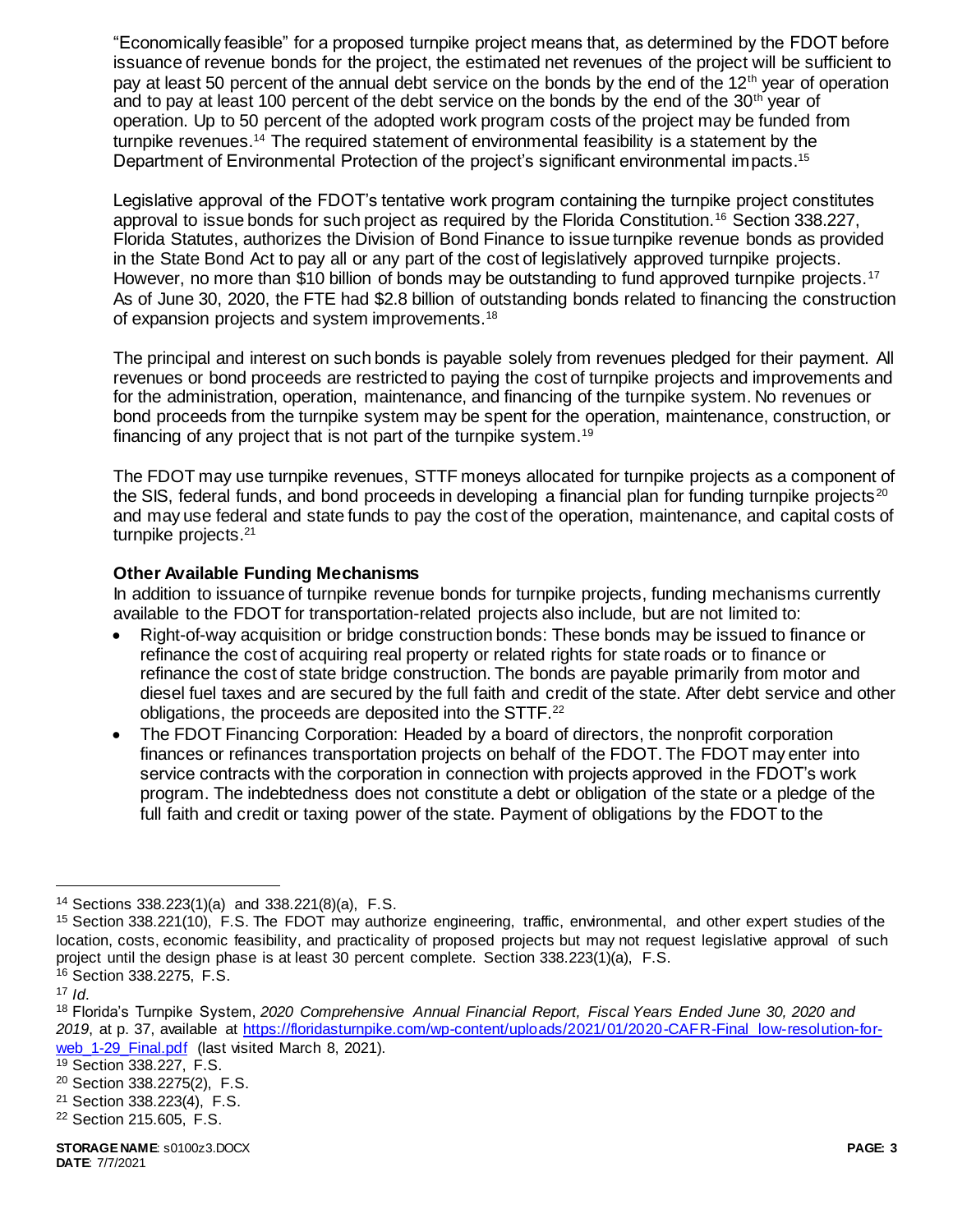"Economically feasible" for a proposed turnpike project means that, as determined by the FDOT before issuance of revenue bonds for the project, the estimated net revenues of the project will be sufficient to pay at least 50 percent of the annual debt service on the bonds by the end of the 12th year of operation and to pay at least 100 percent of the debt service on the bonds by the end of the 30th year of operation. Up to 50 percent of the adopted work program costs of the project may be funded from turnpike revenues.[14] The required statement of environmental feasibility is a statement by the Department of Environmental Protection of the project's significant environmental impacts.[15]

Legislative approval of the FDOT's tentative work program containing the turnpike project constitutes approval to issue bonds for such project as required by the Florida Constitution.[16] Section 338.227, Florida Statutes, authorizes the Division of Bond Finance to issue turnpike revenue bonds as provided in the State Bond Act to pay all or any part of the cost of legislatively approved turnpike projects. However, no more than $10 billion of bonds may be outstanding to fund approved turnpike projects.[17] As of June 30, 2020, the FTE had $2.8 billion of outstanding bonds related to financing the construction of expansion projects and system improvements.[18]

The principal and interest on such bonds is payable solely from revenues pledged for their payment. All revenues or bond proceeds are restricted to paying the cost of turnpike projects and improvements and for the administration, operation, maintenance, and financing of the turnpike system. No revenues or bond proceeds from the turnpike system may be spent for the operation, maintenance, construction, or financing of any project that is not part of the turnpike system.[19]

The FDOT may use turnpike revenues, STTF moneys allocated for turnpike projects as a component of the SIS, federal funds, and bond proceeds in developing a financial plan for funding turnpike projects[20] and may use federal and state funds to pay the cost of the operation, maintenance, and capital costs of turnpike projects.[21]

**Other Available Funding Mechanisms**

In addition to issuance of turnpike revenue bonds for turnpike projects, funding mechanisms currently available to the FDOT for transportation-related projects also include, but are not limited to:

- Right-of-way acquisition or bridge construction bonds: These bonds may be issued to finance or refinance the cost of acquiring real property or related rights for state roads or to finance or refinance the cost of state bridge construction. The bonds are payable primarily from motor and diesel fuel taxes and are secured by the full faith and credit of the state. After debt service and other obligations, the proceeds are deposited into the STTF.[22]
- The FDOT Financing Corporation: Headed by a board of directors, the nonprofit corporation finances or refinances transportation projects on behalf of the FDOT. The FDOT may enter into service contracts with the corporation in connection with projects approved in the FDOT's work program. The indebtedness does not constitute a debt or obligation of the state or a pledge of the full faith and credit or taxing power of the state. Payment of obligations by the FDOT to the

---

[14] Sections 338.223(1)(a) and 338.221(8)(a), F.S.

[15] Section 338.221(10), F.S. The FDOT may authorize engineering, traffic, environmental, and other expert studies of the location, costs, economic feasibility, and practicality of proposed projects but may not request legislative approval of such project until the design phase is at least 30 percent complete. Section 338.223(1)(a), F.S.

[16] Section 338.2275, F.S.

[17] *Id.*

[18] Florida's Turnpike System, *2020 Comprehensive Annual Financial Report, Fiscal Years Ended June 30, 2020 and 2019*, at p. 37, available at https://floridasturnpike.com/wp-content/uploads/2021/01/2020-CAFR-Final_low-resolution-for-web_1-29_Final.pdf (last visited March 8, 2021).

[19] Section 338.227, F.S.

[20] Section 338.2275(2), F.S.

[21] Section 338.223(4), F.S.

[22] Section 215.605, F.S.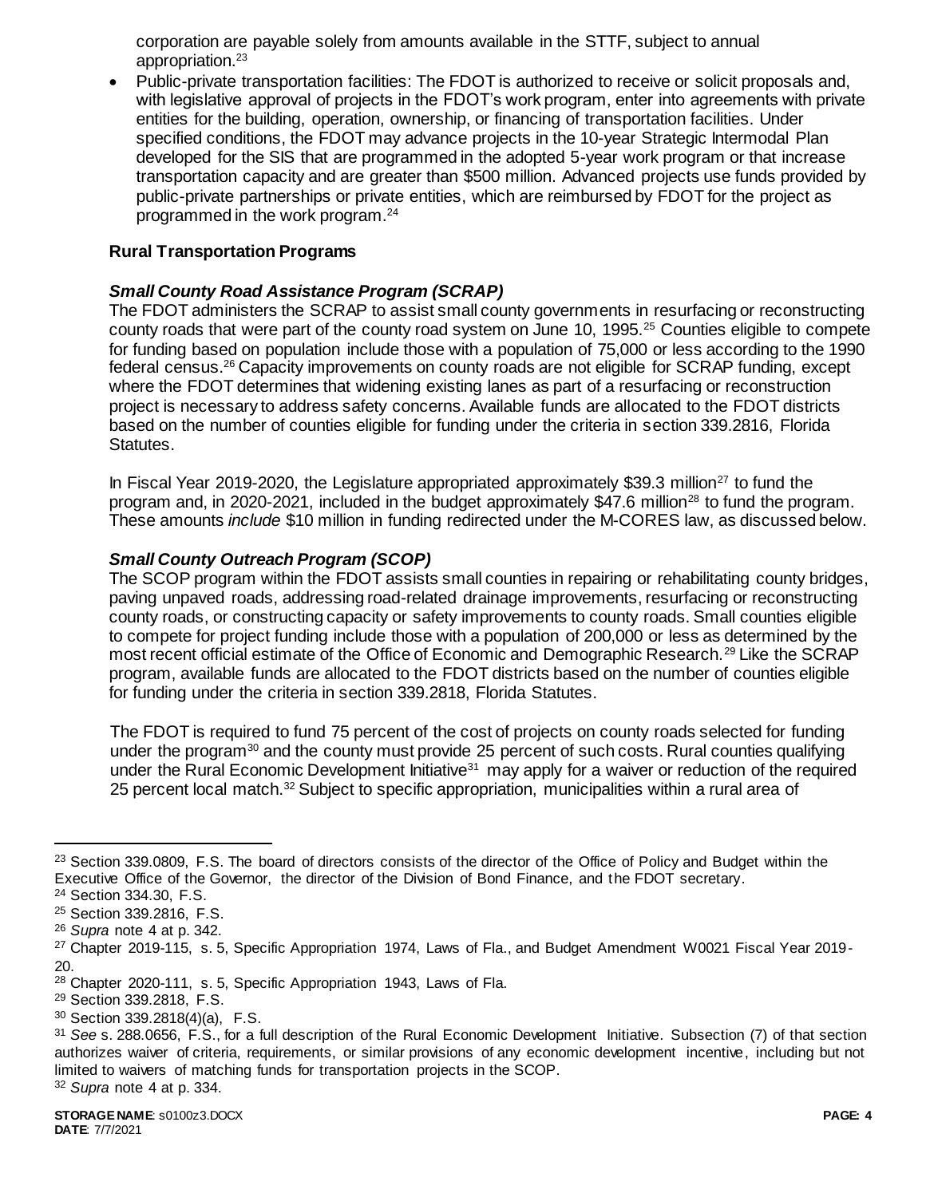corporation are payable solely from amounts available in the STTF, subject to annual appropriation.[23]

- Public-private transportation facilities: The FDOT is authorized to receive or solicit proposals and, with legislative approval of projects in the FDOT's work program, enter into agreements with private entities for the building, operation, ownership, or financing of transportation facilities. Under specified conditions, the FDOT may advance projects in the 10-year Strategic Intermodal Plan developed for the SIS that are programmed in the adopted 5-year work program or that increase transportation capacity and are greater than $500 million. Advanced projects use funds provided by public-private partnerships or private entities, which are reimbursed by FDOT for the project as programmed in the work program.[24]

### Rural Transportation Programs

#### *Small County Road Assistance Program (SCRAP)*

The FDOT administers the SCRAP to assist small county governments in resurfacing or reconstructing county roads that were part of the county road system on June 10, 1995.[25] Counties eligible to compete for funding based on population include those with a population of 75,000 or less according to the 1990 federal census.[26] Capacity improvements on county roads are not eligible for SCRAP funding, except where the FDOT determines that widening existing lanes as part of a resurfacing or reconstruction project is necessary to address safety concerns. Available funds are allocated to the FDOT districts based on the number of counties eligible for funding under the criteria in section 339.2816, Florida Statutes.

In Fiscal Year 2019-2020, the Legislature appropriated approximately $39.3 million[27] to fund the program and, in 2020-2021, included in the budget approximately $47.6 million[28] to fund the program. These amounts *include* $10 million in funding redirected under the M-CORES law, as discussed below.

#### *Small County Outreach Program (SCOP)*

The SCOP program within the FDOT assists small counties in repairing or rehabilitating county bridges, paving unpaved roads, addressing road-related drainage improvements, resurfacing or reconstructing county roads, or constructing capacity or safety improvements to county roads. Small counties eligible to compete for project funding include those with a population of 200,000 or less as determined by the most recent official estimate of the Office of Economic and Demographic Research.[29] Like the SCRAP program, available funds are allocated to the FDOT districts based on the number of counties eligible for funding under the criteria in section 339.2818, Florida Statutes.

The FDOT is required to fund 75 percent of the cost of projects on county roads selected for funding under the program[30] and the county must provide 25 percent of such costs. Rural counties qualifying under the Rural Economic Development Initiative[31] may apply for a waiver or reduction of the required 25 percent local match.[32] Subject to specific appropriation, municipalities within a rural area of

---

[23] Section 339.0809, F.S. The board of directors consists of the director of the Office of Policy and Budget within the Executive Office of the Governor, the director of the Division of Bond Finance, and the FDOT secretary.

[24] Section 334.30, F.S.

[25] Section 339.2816, F.S.

[26] *Supra* note 4 at p. 342.

[27] Chapter 2019-115, s. 5, Specific Appropriation 1974, Laws of Fla., and Budget Amendment W0021 Fiscal Year 2019-20.

[28] Chapter 2020-111, s. 5, Specific Appropriation 1943, Laws of Fla.

[29] Section 339.2818, F.S.

[30] Section 339.2818(4)(a), F.S.

[31] *See* s. 288.0656, F.S., for a full description of the Rural Economic Development Initiative. Subsection (7) of that section authorizes waiver of criteria, requirements, or similar provisions of any economic development incentive, including but not limited to waivers of matching funds for transportation projects in the SCOP.

[32] *Supra* note 4 at p. 334.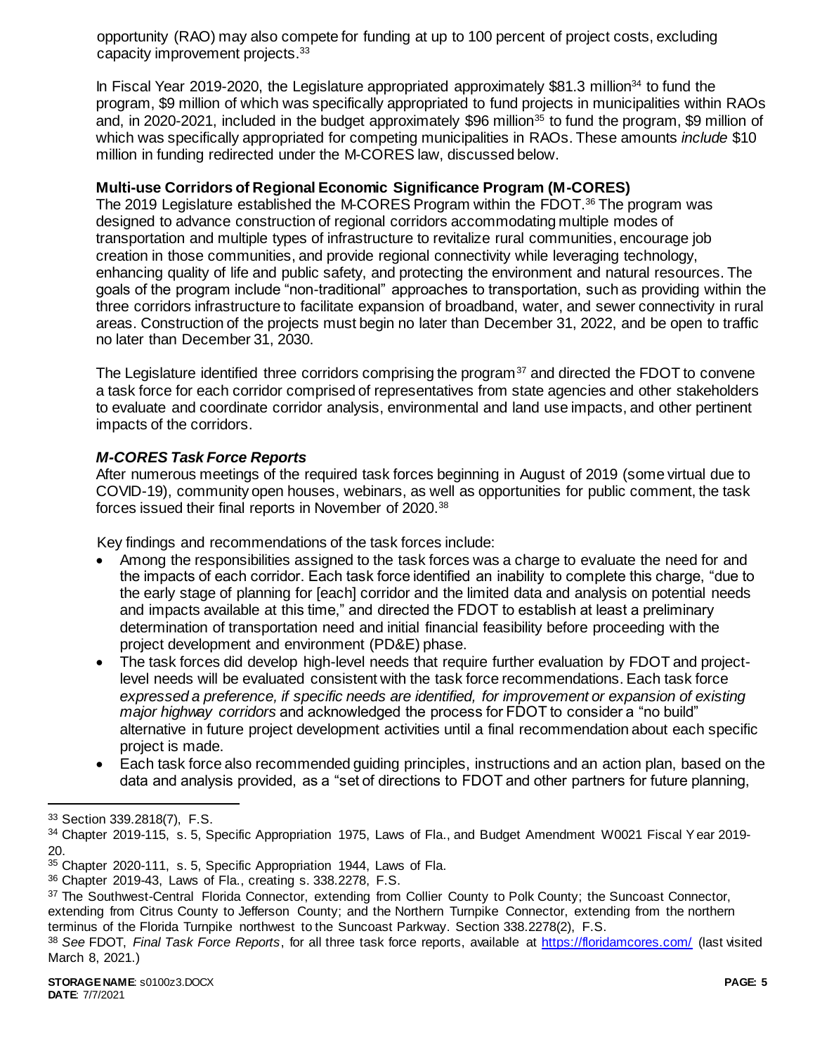opportunity (RAO) may also compete for funding at up to 100 percent of project costs, excluding capacity improvement projects.[33]

In Fiscal Year 2019-2020, the Legislature appropriated approximately $81.3 million[34] to fund the program, $9 million of which was specifically appropriated to fund projects in municipalities within RAOs and, in 2020-2021, included in the budget approximately $96 million[35] to fund the program, $9 million of which was specifically appropriated for competing municipalities in RAOs. These amounts *include* $10 million in funding redirected under the M-CORES law, discussed below.

**Multi-use Corridors of Regional Economic Significance Program (M-CORES)**

The 2019 Legislature established the M-CORES Program within the FDOT.[36] The program was designed to advance construction of regional corridors accommodating multiple modes of transportation and multiple types of infrastructure to revitalize rural communities, encourage job creation in those communities, and provide regional connectivity while leveraging technology, enhancing quality of life and public safety, and protecting the environment and natural resources. The goals of the program include "non-traditional" approaches to transportation, such as providing within the three corridors infrastructure to facilitate expansion of broadband, water, and sewer connectivity in rural areas. Construction of the projects must begin no later than December 31, 2022, and be open to traffic no later than December 31, 2030.

The Legislature identified three corridors comprising the program[37] and directed the FDOT to convene a task force for each corridor comprised of representatives from state agencies and other stakeholders to evaluate and coordinate corridor analysis, environmental and land use impacts, and other pertinent impacts of the corridors.

***M-CORES Task Force Reports***

After numerous meetings of the required task forces beginning in August of 2019 (some virtual due to COVID-19), community open houses, webinars, as well as opportunities for public comment, the task forces issued their final reports in November of 2020.[38]

Key findings and recommendations of the task forces include:

- Among the responsibilities assigned to the task forces was a charge to evaluate the need for and the impacts of each corridor. Each task force identified an inability to complete this charge, "due to the early stage of planning for [each] corridor and the limited data and analysis on potential needs and impacts available at this time," and directed the FDOT to establish at least a preliminary determination of transportation need and initial financial feasibility before proceeding with the project development and environment (PD&E) phase.
- The task forces did develop high-level needs that require further evaluation by FDOT and project-level needs will be evaluated consistent with the task force recommendations. Each task force *expressed a preference, if specific needs are identified, for improvement or expansion of existing major highway corridors* and acknowledged the process for FDOT to consider a "no build" alternative in future project development activities until a final recommendation about each specific project is made.
- Each task force also recommended guiding principles, instructions and an action plan, based on the data and analysis provided, as a "set of directions to FDOT and other partners for future planning,

[33] Section 339.2818(7), F.S.

[34] Chapter 2019-115, s. 5, Specific Appropriation 1975, Laws of Fla., and Budget Amendment W0021 Fiscal Year 2019-20.

[35] Chapter 2020-111, s. 5, Specific Appropriation 1944, Laws of Fla.

[36] Chapter 2019-43, Laws of Fla., creating s. 338.2278, F.S.

[37] The Southwest-Central Florida Connector, extending from Collier County to Polk County; the Suncoast Connector, extending from Citrus County to Jefferson County; and the Northern Turnpike Connector, extending from the northern terminus of the Florida Turnpike northwest to the Suncoast Parkway. Section 338.2278(2), F.S.

[38] *See* FDOT, *Final Task Force Reports*, for all three task force reports, available at https://floridamcores.com/ (last visited March 8, 2021.)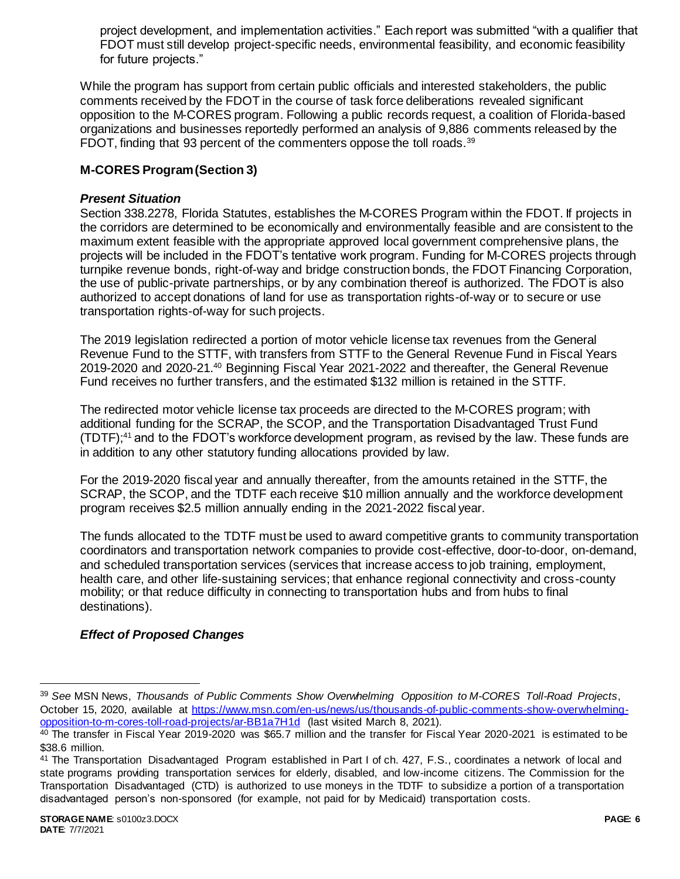project development, and implementation activities." Each report was submitted "with a qualifier that FDOT must still develop project-specific needs, environmental feasibility, and economic feasibility for future projects."

While the program has support from certain public officials and interested stakeholders, the public comments received by the FDOT in the course of task force deliberations revealed significant opposition to the M-CORES program. Following a public records request, a coalition of Florida-based organizations and businesses reportedly performed an analysis of 9,886 comments released by the FDOT, finding that 93 percent of the commenters oppose the toll roads.[39]

**M-CORES Program (Section 3)**

***Present Situation***

Section 338.2278, Florida Statutes, establishes the M-CORES Program within the FDOT. If projects in the corridors are determined to be economically and environmentally feasible and are consistent to the maximum extent feasible with the appropriate approved local government comprehensive plans, the projects will be included in the FDOT's tentative work program. Funding for M-CORES projects through turnpike revenue bonds, right-of-way and bridge construction bonds, the FDOT Financing Corporation, the use of public-private partnerships, or by any combination thereof is authorized. The FDOT is also authorized to accept donations of land for use as transportation rights-of-way or to secure or use transportation rights-of-way for such projects.

The 2019 legislation redirected a portion of motor vehicle license tax revenues from the General Revenue Fund to the STTF, with transfers from STTF to the General Revenue Fund in Fiscal Years 2019-2020 and 2020-21.[40] Beginning Fiscal Year 2021-2022 and thereafter, the General Revenue Fund receives no further transfers, and the estimated $132 million is retained in the STTF.

The redirected motor vehicle license tax proceeds are directed to the M-CORES program; with additional funding for the SCRAP, the SCOP, and the Transportation Disadvantaged Trust Fund (TDTF);[41] and to the FDOT's workforce development program, as revised by the law. These funds are in addition to any other statutory funding allocations provided by law.

For the 2019-2020 fiscal year and annually thereafter, from the amounts retained in the STTF, the SCRAP, the SCOP, and the TDTF each receive $10 million annually and the workforce development program receives $2.5 million annually ending in the 2021-2022 fiscal year.

The funds allocated to the TDTF must be used to award competitive grants to community transportation coordinators and transportation network companies to provide cost-effective, door-to-door, on-demand, and scheduled transportation services (services that increase access to job training, employment, health care, and other life-sustaining services; that enhance regional connectivity and cross-county mobility; or that reduce difficulty in connecting to transportation hubs and from hubs to final destinations).

***Effect of Proposed Changes***

---

[39] *See* MSN News, *Thousands of Public Comments Show Overwhelming Opposition to M-CORES Toll-Road Projects*, October 15, 2020, available at https://www.msn.com/en-us/news/us/thousands-of-public-comments-show-overwhelming-opposition-to-m-cores-toll-road-projects/ar-BB1a7H1d (last visited March 8, 2021).

[40] The transfer in Fiscal Year 2019-2020 was $65.7 million and the transfer for Fiscal Year 2020-2021 is estimated to be $38.6 million.

[41] The Transportation Disadvantaged Program established in Part I of ch. 427, F.S., coordinates a network of local and state programs providing transportation services for elderly, disabled, and low-income citizens. The Commission for the Transportation Disadvantaged (CTD) is authorized to use moneys in the TDTF to subsidize a portion of a transportation disadvantaged person's non-sponsored (for example, not paid for by Medicaid) transportation costs.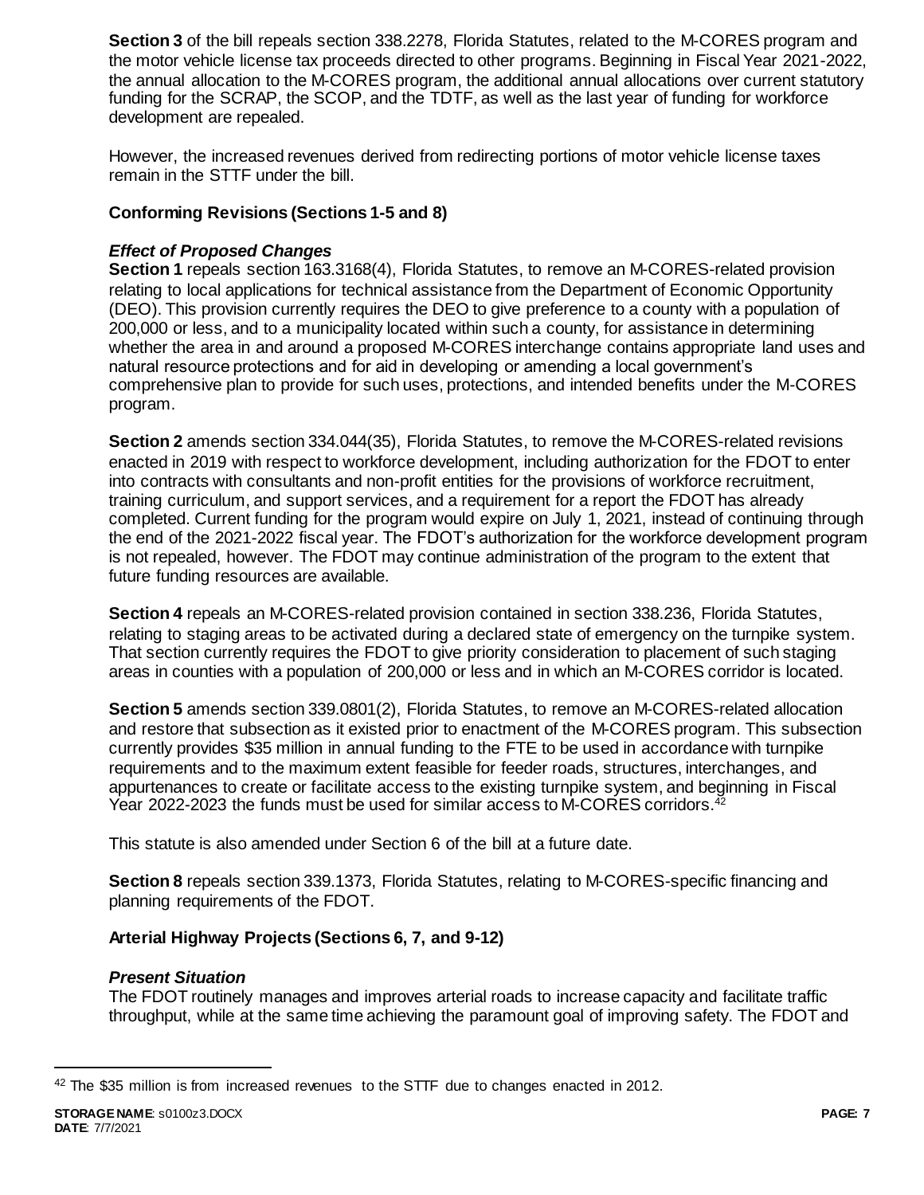**Section 3** of the bill repeals section 338.2278, Florida Statutes, related to the M-CORES program and the motor vehicle license tax proceeds directed to other programs. Beginning in Fiscal Year 2021-2022, the annual allocation to the M-CORES program, the additional annual allocations over current statutory funding for the SCRAP, the SCOP, and the TDTF, as well as the last year of funding for workforce development are repealed.

However, the increased revenues derived from redirecting portions of motor vehicle license taxes remain in the STTF under the bill.

**Conforming Revisions (Sections 1-5 and 8)**

***Effect of Proposed Changes***

**Section 1** repeals section 163.3168(4), Florida Statutes, to remove an M-CORES-related provision relating to local applications for technical assistance from the Department of Economic Opportunity (DEO). This provision currently requires the DEO to give preference to a county with a population of 200,000 or less, and to a municipality located within such a county, for assistance in determining whether the area in and around a proposed M-CORES interchange contains appropriate land uses and natural resource protections and for aid in developing or amending a local government's comprehensive plan to provide for such uses, protections, and intended benefits under the M-CORES program.

**Section 2** amends section 334.044(35), Florida Statutes, to remove the M-CORES-related revisions enacted in 2019 with respect to workforce development, including authorization for the FDOT to enter into contracts with consultants and non-profit entities for the provisions of workforce recruitment, training curriculum, and support services, and a requirement for a report the FDOT has already completed. Current funding for the program would expire on July 1, 2021, instead of continuing through the end of the 2021-2022 fiscal year. The FDOT's authorization for the workforce development program is not repealed, however. The FDOT may continue administration of the program to the extent that future funding resources are available.

**Section 4** repeals an M-CORES-related provision contained in section 338.236, Florida Statutes, relating to staging areas to be activated during a declared state of emergency on the turnpike system. That section currently requires the FDOT to give priority consideration to placement of such staging areas in counties with a population of 200,000 or less and in which an M-CORES corridor is located.

**Section 5** amends section 339.0801(2), Florida Statutes, to remove an M-CORES-related allocation and restore that subsection as it existed prior to enactment of the M-CORES program. This subsection currently provides $35 million in annual funding to the FTE to be used in accordance with turnpike requirements and to the maximum extent feasible for feeder roads, structures, interchanges, and appurtenances to create or facilitate access to the existing turnpike system, and beginning in Fiscal Year 2022-2023 the funds must be used for similar access to M-CORES corridors.[42]

This statute is also amended under Section 6 of the bill at a future date.

**Section 8** repeals section 339.1373, Florida Statutes, relating to M-CORES-specific financing and planning requirements of the FDOT.

**Arterial Highway Projects (Sections 6, 7, and 9-12)**

***Present Situation***

The FDOT routinely manages and improves arterial roads to increase capacity and facilitate traffic throughput, while at the same time achieving the paramount goal of improving safety. The FDOT and

---

[42] The $35 million is from increased revenues to the STTF due to changes enacted in 2012.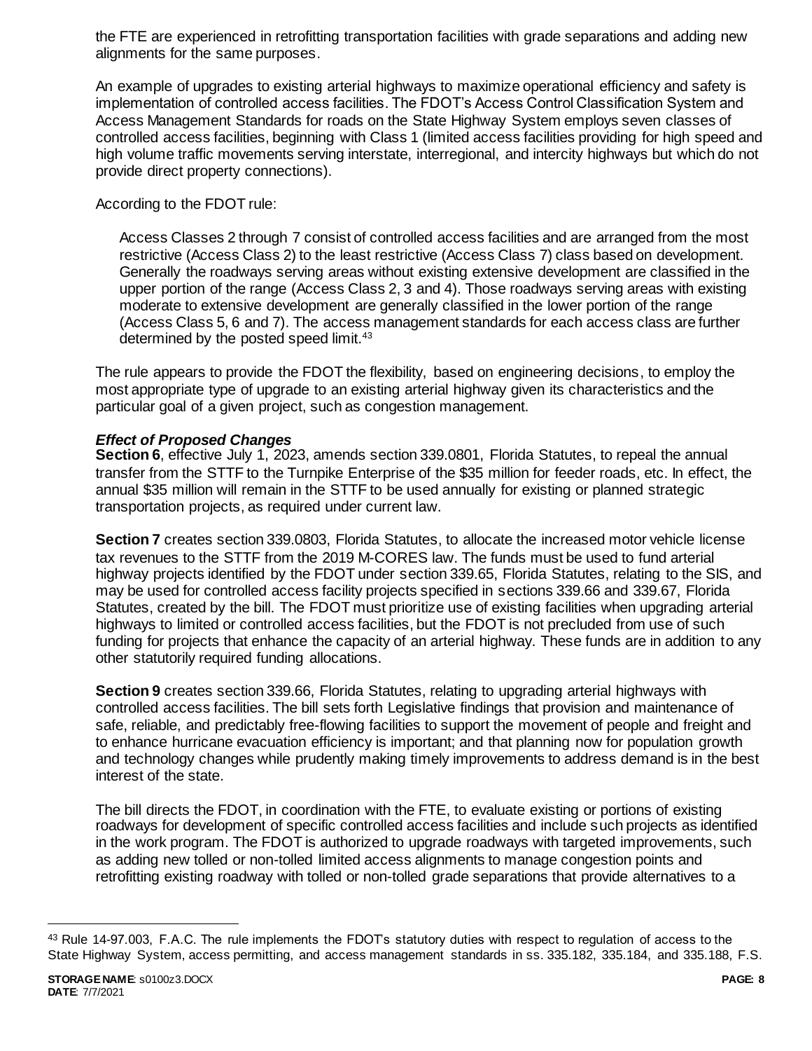the FTE are experienced in retrofitting transportation facilities with grade separations and adding new alignments for the same purposes.

An example of upgrades to existing arterial highways to maximize operational efficiency and safety is implementation of controlled access facilities. The FDOT's Access Control Classification System and Access Management Standards for roads on the State Highway System employs seven classes of controlled access facilities, beginning with Class 1 (limited access facilities providing for high speed and high volume traffic movements serving interstate, interregional, and intercity highways but which do not provide direct property connections).

According to the FDOT rule:

> Access Classes 2 through 7 consist of controlled access facilities and are arranged from the most restrictive (Access Class 2) to the least restrictive (Access Class 7) class based on development. Generally the roadways serving areas without existing extensive development are classified in the upper portion of the range (Access Class 2, 3 and 4). Those roadways serving areas with existing moderate to extensive development are generally classified in the lower portion of the range (Access Class 5, 6 and 7). The access management standards for each access class are further determined by the posted speed limit.[43]

The rule appears to provide the FDOT the flexibility, based on engineering decisions, to employ the most appropriate type of upgrade to an existing arterial highway given its characteristics and the particular goal of a given project, such as congestion management.

***Effect of Proposed Changes***

**Section 6**, effective July 1, 2023, amends section 339.0801, Florida Statutes, to repeal the annual transfer from the STTF to the Turnpike Enterprise of the $35 million for feeder roads, etc. In effect, the annual $35 million will remain in the STTF to be used annually for existing or planned strategic transportation projects, as required under current law.

**Section 7** creates section 339.0803, Florida Statutes, to allocate the increased motor vehicle license tax revenues to the STTF from the 2019 M-CORES law. The funds must be used to fund arterial highway projects identified by the FDOT under section 339.65, Florida Statutes, relating to the SIS, and may be used for controlled access facility projects specified in sections 339.66 and 339.67, Florida Statutes, created by the bill. The FDOT must prioritize use of existing facilities when upgrading arterial highways to limited or controlled access facilities, but the FDOT is not precluded from use of such funding for projects that enhance the capacity of an arterial highway. These funds are in addition to any other statutorily required funding allocations.

**Section 9** creates section 339.66, Florida Statutes, relating to upgrading arterial highways with controlled access facilities. The bill sets forth Legislative findings that provision and maintenance of safe, reliable, and predictably free-flowing facilities to support the movement of people and freight and to enhance hurricane evacuation efficiency is important; and that planning now for population growth and technology changes while prudently making timely improvements to address demand is in the best interest of the state.

The bill directs the FDOT, in coordination with the FTE, to evaluate existing or portions of existing roadways for development of specific controlled access facilities and include such projects as identified in the work program. The FDOT is authorized to upgrade roadways with targeted improvements, such as adding new tolled or non-tolled limited access alignments to manage congestion points and retrofitting existing roadway with tolled or non-tolled grade separations that provide alternatives to a

---

[43] Rule 14-97.003, F.A.C. The rule implements the FDOT's statutory duties with respect to regulation of access to the State Highway System, access permitting, and access management standards in ss. 335.182, 335.184, and 335.188, F.S.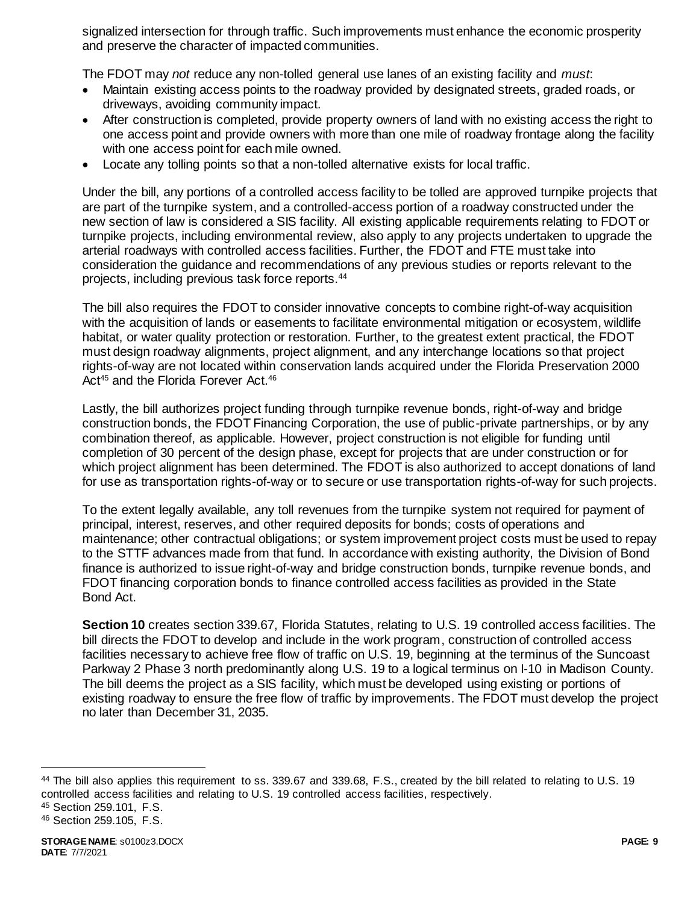signalized intersection for through traffic. Such improvements must enhance the economic prosperity and preserve the character of impacted communities.

The FDOT may *not* reduce any non-tolled general use lanes of an existing facility and *must*:

- Maintain existing access points to the roadway provided by designated streets, graded roads, or driveways, avoiding community impact.
- After construction is completed, provide property owners of land with no existing access the right to one access point and provide owners with more than one mile of roadway frontage along the facility with one access point for each mile owned.
- Locate any tolling points so that a non-tolled alternative exists for local traffic.

Under the bill, any portions of a controlled access facility to be tolled are approved turnpike projects that are part of the turnpike system, and a controlled-access portion of a roadway constructed under the new section of law is considered a SIS facility. All existing applicable requirements relating to FDOT or turnpike projects, including environmental review, also apply to any projects undertaken to upgrade the arterial roadways with controlled access facilities. Further, the FDOT and FTE must take into consideration the guidance and recommendations of any previous studies or reports relevant to the projects, including previous task force reports.[44]

The bill also requires the FDOT to consider innovative concepts to combine right-of-way acquisition with the acquisition of lands or easements to facilitate environmental mitigation or ecosystem, wildlife habitat, or water quality protection or restoration. Further, to the greatest extent practical, the FDOT must design roadway alignments, project alignment, and any interchange locations so that project rights-of-way are not located within conservation lands acquired under the Florida Preservation 2000 Act[45] and the Florida Forever Act.[46]

Lastly, the bill authorizes project funding through turnpike revenue bonds, right-of-way and bridge construction bonds, the FDOT Financing Corporation, the use of public-private partnerships, or by any combination thereof, as applicable. However, project construction is not eligible for funding until completion of 30 percent of the design phase, except for projects that are under construction or for which project alignment has been determined. The FDOT is also authorized to accept donations of land for use as transportation rights-of-way or to secure or use transportation rights-of-way for such projects.

To the extent legally available, any toll revenues from the turnpike system not required for payment of principal, interest, reserves, and other required deposits for bonds; costs of operations and maintenance; other contractual obligations; or system improvement project costs must be used to repay to the STTF advances made from that fund. In accordance with existing authority, the Division of Bond finance is authorized to issue right-of-way and bridge construction bonds, turnpike revenue bonds, and FDOT financing corporation bonds to finance controlled access facilities as provided in the State Bond Act.

**Section 10** creates section 339.67, Florida Statutes, relating to U.S. 19 controlled access facilities. The bill directs the FDOT to develop and include in the work program, construction of controlled access facilities necessary to achieve free flow of traffic on U.S. 19, beginning at the terminus of the Suncoast Parkway 2 Phase 3 north predominantly along U.S. 19 to a logical terminus on I-10 in Madison County. The bill deems the project as a SIS facility, which must be developed using existing or portions of existing roadway to ensure the free flow of traffic by improvements. The FDOT must develop the project no later than December 31, 2035.

---

[44] The bill also applies this requirement to ss. 339.67 and 339.68, F.S., created by the bill related to relating to U.S. 19 controlled access facilities and relating to U.S. 19 controlled access facilities, respectively.

[45] Section 259.101, F.S.

[46] Section 259.105, F.S.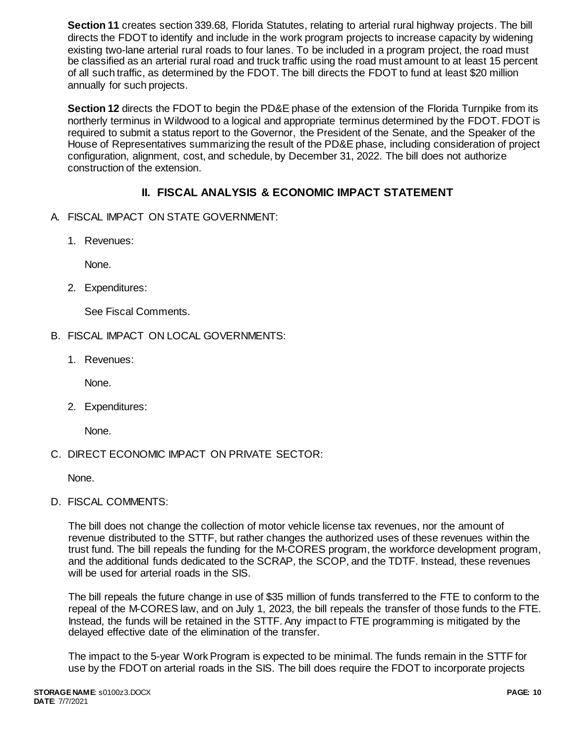**Section 11** creates section 339.68, Florida Statutes, relating to arterial rural highway projects. The bill directs the FDOT to identify and include in the work program projects to increase capacity by widening existing two-lane arterial rural roads to four lanes. To be included in a program project, the road must be classified as an arterial rural road and truck traffic using the road must amount to at least 15 percent of all such traffic, as determined by the FDOT. The bill directs the FDOT to fund at least $20 million annually for such projects.

**Section 12** directs the FDOT to begin the PD&E phase of the extension of the Florida Turnpike from its northerly terminus in Wildwood to a logical and appropriate terminus determined by the FDOT. FDOT is required to submit a status report to the Governor, the President of the Senate, and the Speaker of the House of Representatives summarizing the result of the PD&E phase, including consideration of project configuration, alignment, cost, and schedule, by December 31, 2022. The bill does not authorize construction of the extension.

## II. FISCAL ANALYSIS & ECONOMIC IMPACT STATEMENT

A. FISCAL IMPACT ON STATE GOVERNMENT:

1. Revenues:

   None.

2. Expenditures:

   See Fiscal Comments.

B. FISCAL IMPACT ON LOCAL GOVERNMENTS:

1. Revenues:

   None.

2. Expenditures:

   None.

C. DIRECT ECONOMIC IMPACT ON PRIVATE SECTOR:

   None.

D. FISCAL COMMENTS:

   The bill does not change the collection of motor vehicle license tax revenues, nor the amount of revenue distributed to the STTF, but rather changes the authorized uses of these revenues within the trust fund. The bill repeals the funding for the M-CORES program, the workforce development program, and the additional funds dedicated to the SCRAP, the SCOP, and the TDTF. Instead, these revenues will be used for arterial roads in the SIS.

   The bill repeals the future change in use of $35 million of funds transferred to the FTE to conform to the repeal of the M-CORES law, and on July 1, 2023, the bill repeals the transfer of those funds to the FTE. Instead, the funds will be retained in the STTF. Any impact to FTE programming is mitigated by the delayed effective date of the elimination of the transfer.

   The impact to the 5-year Work Program is expected to be minimal. The funds remain in the STTF for use by the FDOT on arterial roads in the SIS. The bill does require the FDOT to incorporate projects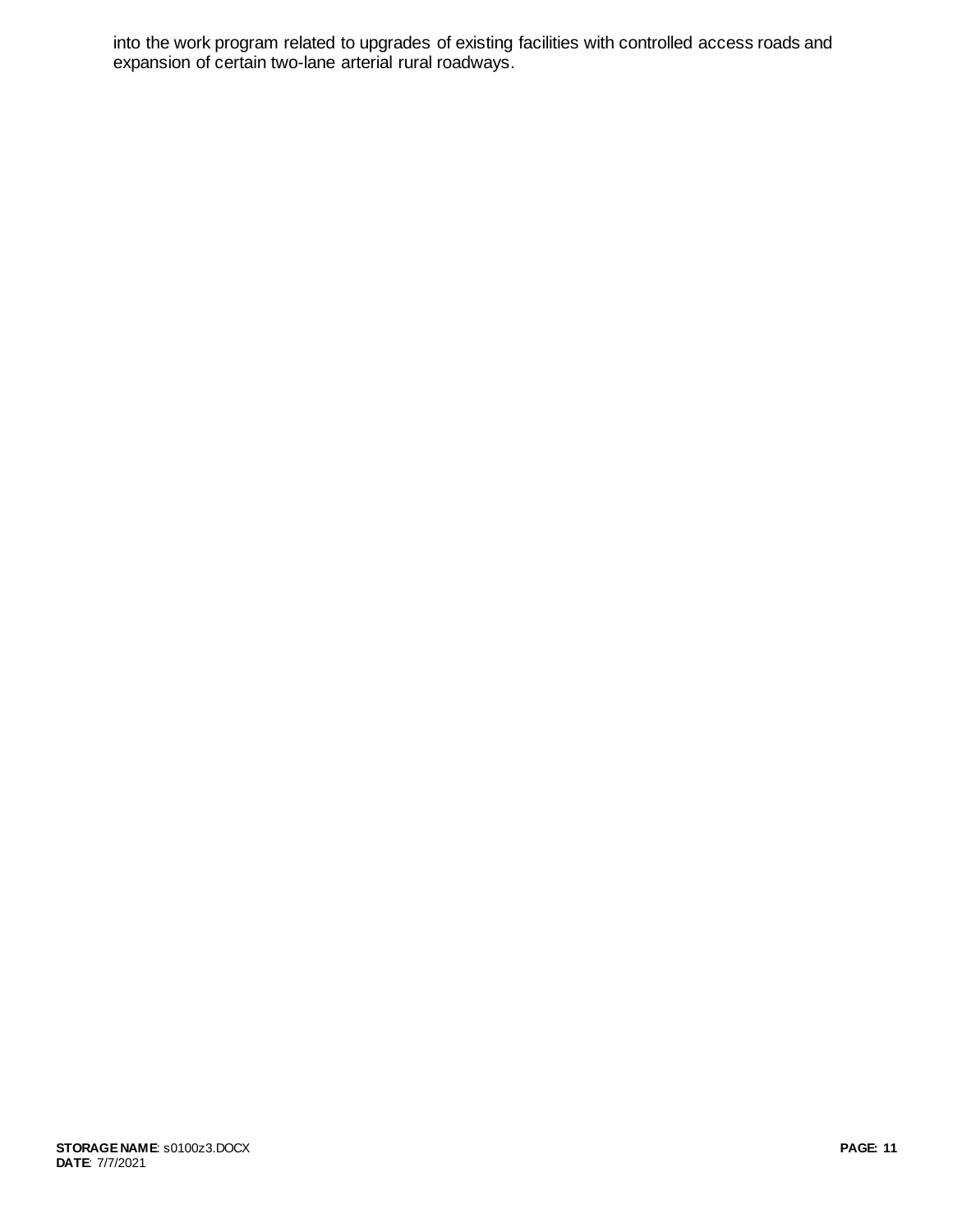into the work program related to upgrades of existing facilities with controlled access roads and expansion of certain two-lane arterial rural roadways.